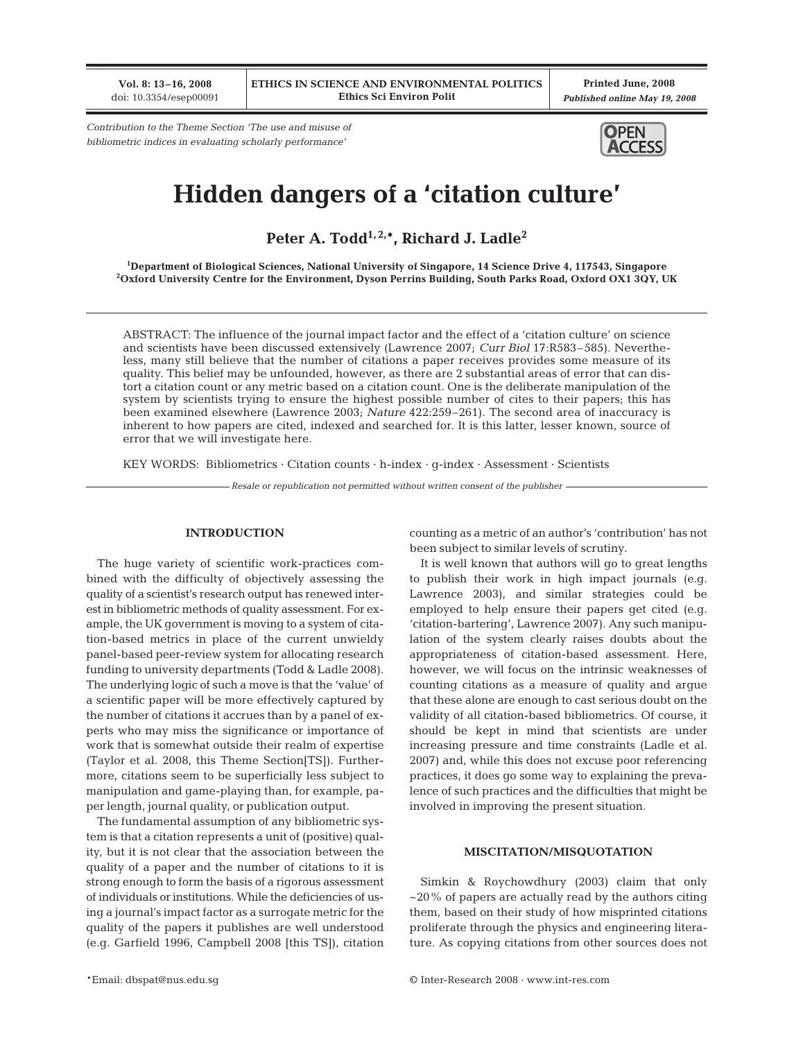*Contribution to the Theme Section 'The use and misuse of bibliometric indices in evaluating scholarly performance'*

# Hidden dangers of a 'citation culture'

**Peter A. Todd[1,2,*], Richard J. Ladle[2]**

[1]Department of Biological Sciences, National University of Singapore, 14 Science Drive 4, 117543, Singapore
[2]Oxford University Centre for the Environment, Dyson Perrins Building, South Parks Road, Oxford OX1 3QY, UK

ABSTRACT: The influence of the journal impact factor and the effect of a 'citation culture' on science and scientists have been discussed extensively (Lawrence 2007; *Curr Biol* 17:R583–585). Nevertheless, many still believe that the number of citations a paper receives provides some measure of its quality. This belief may be unfounded, however, as there are 2 substantial areas of error that can distort a citation count or any metric based on a citation count. One is the deliberate manipulation of the system by scientists trying to ensure the highest possible number of cites to their papers; this has been examined elsewhere (Lawrence 2003; *Nature* 422:259–261). The second area of inaccuracy is inherent to how papers are cited, indexed and searched for. It is this latter, lesser known, source of error that we will investigate here.

KEY WORDS: Bibliometrics · Citation counts · h-index · g-index · Assessment · Scientists

*Resale or republication not permitted without written consent of the publisher*

## INTRODUCTION

The huge variety of scientific work-practices combined with the difficulty of objectively assessing the quality of a scientist's research output has renewed interest in bibliometric methods of quality assessment. For example, the UK government is moving to a system of citation-based metrics in place of the current unwieldy panel-based peer-review system for allocating research funding to university departments (Todd & Ladle 2008). The underlying logic of such a move is that the 'value' of a scientific paper will be more effectively captured by the number of citations it accrues than by a panel of experts who may miss the significance or importance of work that is somewhat outside their realm of expertise (Taylor et al. 2008, this Theme Section[TS]). Furthermore, citations seem to be superficially less subject to manipulation and game-playing than, for example, paper length, journal quality, or publication output.

The fundamental assumption of any bibliometric system is that a citation represents a unit of (positive) quality, but it is not clear that the association between the quality of a paper and the number of citations to it is strong enough to form the basis of a rigorous assessment of individuals or institutions. While the deficiencies of using a journal's impact factor as a surrogate metric for the quality of the papers it publishes are well understood (e.g. Garfield 1996, Campbell 2008 [this TS]), citation counting as a metric of an author's 'contribution' has not been subject to similar levels of scrutiny.

It is well known that authors will go to great lengths to publish their work in high impact journals (e.g. Lawrence 2003), and similar strategies could be employed to help ensure their papers get cited (e.g. 'citation-bartering', Lawrence 2007). Any such manipulation of the system clearly raises doubts about the appropriateness of citation-based assessment. Here, however, we will focus on the intrinsic weaknesses of counting citations as a measure of quality and argue that these alone are enough to cast serious doubt on the validity of all citation-based bibliometrics. Of course, it should be kept in mind that scientists are under increasing pressure and time constraints (Ladle et al. 2007) and, while this does not excuse poor referencing practices, it does go some way to explaining the prevalence of such practices and the difficulties that might be involved in improving the present situation.

## MISCITATION/MISQUOTATION

Simkin & Roychowdhury (2003) claim that only ~20% of papers are actually read by the authors citing them, based on their study of how misprinted citations proliferate through the physics and engineering literature. As copying citations from other sources does not

*Email: dbspat@nus.edu.sg

© Inter-Research 2008 · www.int-res.com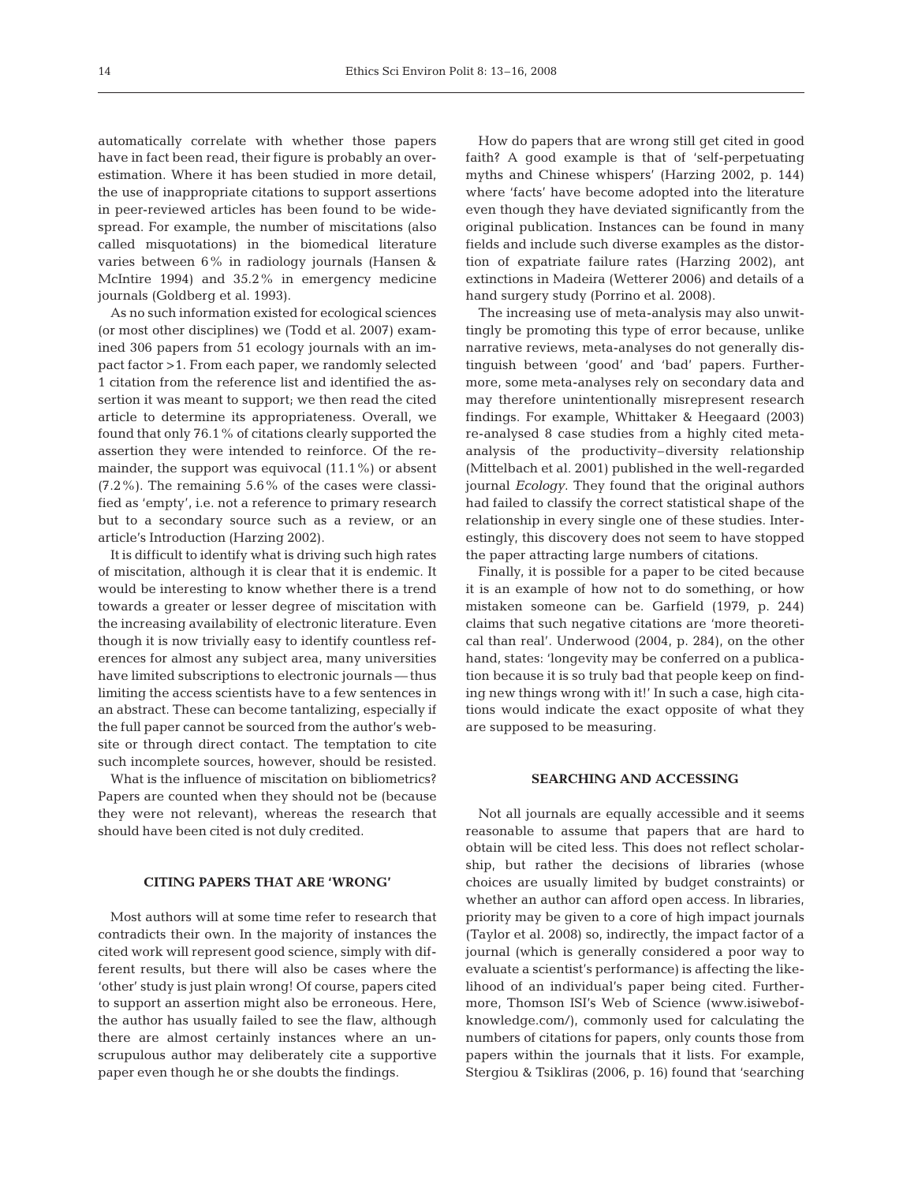automatically correlate with whether those papers have in fact been read, their figure is probably an overestimation. Where it has been studied in more detail, the use of inappropriate citations to support assertions in peer-reviewed articles has been found to be widespread. For example, the number of miscitations (also called misquotations) in the biomedical literature varies between 6% in radiology journals (Hansen & McIntire 1994) and 35.2% in emergency medicine journals (Goldberg et al. 1993).

As no such information existed for ecological sciences (or most other disciplines) we (Todd et al. 2007) examined 306 papers from 51 ecology journals with an impact factor >1. From each paper, we randomly selected 1 citation from the reference list and identified the assertion it was meant to support; we then read the cited article to determine its appropriateness. Overall, we found that only 76.1% of citations clearly supported the assertion they were intended to reinforce. Of the remainder, the support was equivocal (11.1%) or absent (7.2%). The remaining 5.6% of the cases were classified as 'empty', i.e. not a reference to primary research but to a secondary source such as a review, or an article's Introduction (Harzing 2002).

It is difficult to identify what is driving such high rates of miscitation, although it is clear that it is endemic. It would be interesting to know whether there is a trend towards a greater or lesser degree of miscitation with the increasing availability of electronic literature. Even though it is now trivially easy to identify countless references for almost any subject area, many universities have limited subscriptions to electronic journals — thus limiting the access scientists have to a few sentences in an abstract. These can become tantalizing, especially if the full paper cannot be sourced from the author's website or through direct contact. The temptation to cite such incomplete sources, however, should be resisted.

What is the influence of miscitation on bibliometrics? Papers are counted when they should not be (because they were not relevant), whereas the research that should have been cited is not duly credited.

## CITING PAPERS THAT ARE 'WRONG'

Most authors will at some time refer to research that contradicts their own. In the majority of instances the cited work will represent good science, simply with different results, but there will also be cases where the 'other' study is just plain wrong! Of course, papers cited to support an assertion might also be erroneous. Here, the author has usually failed to see the flaw, although there are almost certainly instances where an unscrupulous author may deliberately cite a supportive paper even though he or she doubts the findings.

How do papers that are wrong still get cited in good faith? A good example is that of 'self-perpetuating myths and Chinese whispers' (Harzing 2002, p. 144) where 'facts' have become adopted into the literature even though they have deviated significantly from the original publication. Instances can be found in many fields and include such diverse examples as the distortion of expatriate failure rates (Harzing 2002), ant extinctions in Madeira (Wetterer 2006) and details of a hand surgery study (Porrino et al. 2008).

The increasing use of meta-analysis may also unwittingly be promoting this type of error because, unlike narrative reviews, meta-analyses do not generally distinguish between 'good' and 'bad' papers. Furthermore, some meta-analyses rely on secondary data and may therefore unintentionally misrepresent research findings. For example, Whittaker & Heegaard (2003) re-analysed 8 case studies from a highly cited meta-analysis of the productivity–diversity relationship (Mittelbach et al. 2001) published in the well-regarded journal *Ecology*. They found that the original authors had failed to classify the correct statistical shape of the relationship in every single one of these studies. Interestingly, this discovery does not seem to have stopped the paper attracting large numbers of citations.

Finally, it is possible for a paper to be cited because it is an example of how not to do something, or how mistaken someone can be. Garfield (1979, p. 244) claims that such negative citations are 'more theoretical than real'. Underwood (2004, p. 284), on the other hand, states: 'longevity may be conferred on a publication because it is so truly bad that people keep on finding new things wrong with it!' In such a case, high citations would indicate the exact opposite of what they are supposed to be measuring.

## SEARCHING AND ACCESSING

Not all journals are equally accessible and it seems reasonable to assume that papers that are hard to obtain will be cited less. This does not reflect scholarship, but rather the decisions of libraries (whose choices are usually limited by budget constraints) or whether an author can afford open access. In libraries, priority may be given to a core of high impact journals (Taylor et al. 2008) so, indirectly, the impact factor of a journal (which is generally considered a poor way to evaluate a scientist's performance) is affecting the likelihood of an individual's paper being cited. Furthermore, Thomson ISI's Web of Science (www.isiwebofknowledge.com/), commonly used for calculating the numbers of citations for papers, only counts those from papers within the journals that it lists. For example, Stergiou & Tsikliras (2006, p. 16) found that 'searching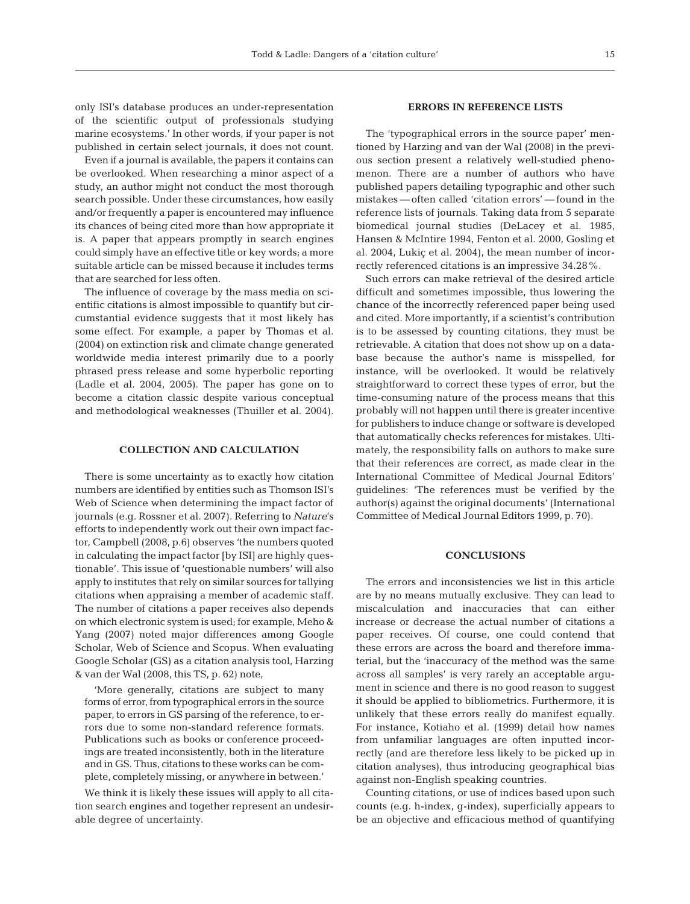only ISI's database produces an under-representation of the scientific output of professionals studying marine ecosystems.' In other words, if your paper is not published in certain select journals, it does not count.

Even if a journal is available, the papers it contains can be overlooked. When researching a minor aspect of a study, an author might not conduct the most thorough search possible. Under these circumstances, how easily and/or frequently a paper is encountered may influence its chances of being cited more than how appropriate it is. A paper that appears promptly in search engines could simply have an effective title or key words; a more suitable article can be missed because it includes terms that are searched for less often.

The influence of coverage by the mass media on scientific citations is almost impossible to quantify but circumstantial evidence suggests that it most likely has some effect. For example, a paper by Thomas et al. (2004) on extinction risk and climate change generated worldwide media interest primarily due to a poorly phrased press release and some hyperbolic reporting (Ladle et al. 2004, 2005). The paper has gone on to become a citation classic despite various conceptual and methodological weaknesses (Thuiller et al. 2004).

## COLLECTION AND CALCULATION

There is some uncertainty as to exactly how citation numbers are identified by entities such as Thomson ISI's Web of Science when determining the impact factor of journals (e.g. Rossner et al. 2007). Referring to *Nature*'s efforts to independently work out their own impact factor, Campbell (2008, p.6) observes 'the numbers quoted in calculating the impact factor [by ISI] are highly questionable'. This issue of 'questionable numbers' will also apply to institutes that rely on similar sources for tallying citations when appraising a member of academic staff. The number of citations a paper receives also depends on which electronic system is used; for example, Meho & Yang (2007) noted major differences among Google Scholar, Web of Science and Scopus. When evaluating Google Scholar (GS) as a citation analysis tool, Harzing & van der Wal (2008, this TS, p. 62) note,

> 'More generally, citations are subject to many forms of error, from typographical errors in the source paper, to errors in GS parsing of the reference, to errors due to some non-standard reference formats. Publications such as books or conference proceedings are treated inconsistently, both in the literature and in GS. Thus, citations to these works can be complete, completely missing, or anywhere in between.'

We think it is likely these issues will apply to all citation search engines and together represent an undesirable degree of uncertainty.

## ERRORS IN REFERENCE LISTS

The 'typographical errors in the source paper' mentioned by Harzing and van der Wal (2008) in the previous section present a relatively well-studied phenomenon. There are a number of authors who have published papers detailing typographic and other such mistakes — often called 'citation errors' — found in the reference lists of journals. Taking data from 5 separate biomedical journal studies (DeLacey et al. 1985, Hansen & McIntire 1994, Fenton et al. 2000, Gosling et al. 2004, Lukiç et al. 2004), the mean number of incorrectly referenced citations is an impressive 34.28%.

Such errors can make retrieval of the desired article difficult and sometimes impossible, thus lowering the chance of the incorrectly referenced paper being used and cited. More importantly, if a scientist's contribution is to be assessed by counting citations, they must be retrievable. A citation that does not show up on a database because the author's name is misspelled, for instance, will be overlooked. It would be relatively straightforward to correct these types of error, but the time-consuming nature of the process means that this probably will not happen until there is greater incentive for publishers to induce change or software is developed that automatically checks references for mistakes. Ultimately, the responsibility falls on authors to make sure that their references are correct, as made clear in the International Committee of Medical Journal Editors' guidelines: 'The references must be verified by the author(s) against the original documents' (International Committee of Medical Journal Editors 1999, p. 70).

## CONCLUSIONS

The errors and inconsistencies we list in this article are by no means mutually exclusive. They can lead to miscalculation and inaccuracies that can either increase or decrease the actual number of citations a paper receives. Of course, one could contend that these errors are across the board and therefore immaterial, but the 'inaccuracy of the method was the same across all samples' is very rarely an acceptable argument in science and there is no good reason to suggest it should be applied to bibliometrics. Furthermore, it is unlikely that these errors really do manifest equally. For instance, Kotiaho et al. (1999) detail how names from unfamiliar languages are often inputted incorrectly (and are therefore less likely to be picked up in citation analyses), thus introducing geographical bias against non-English speaking countries.

Counting citations, or use of indices based upon such counts (e.g. h-index, g-index), superficially appears to be an objective and efficacious method of quantifying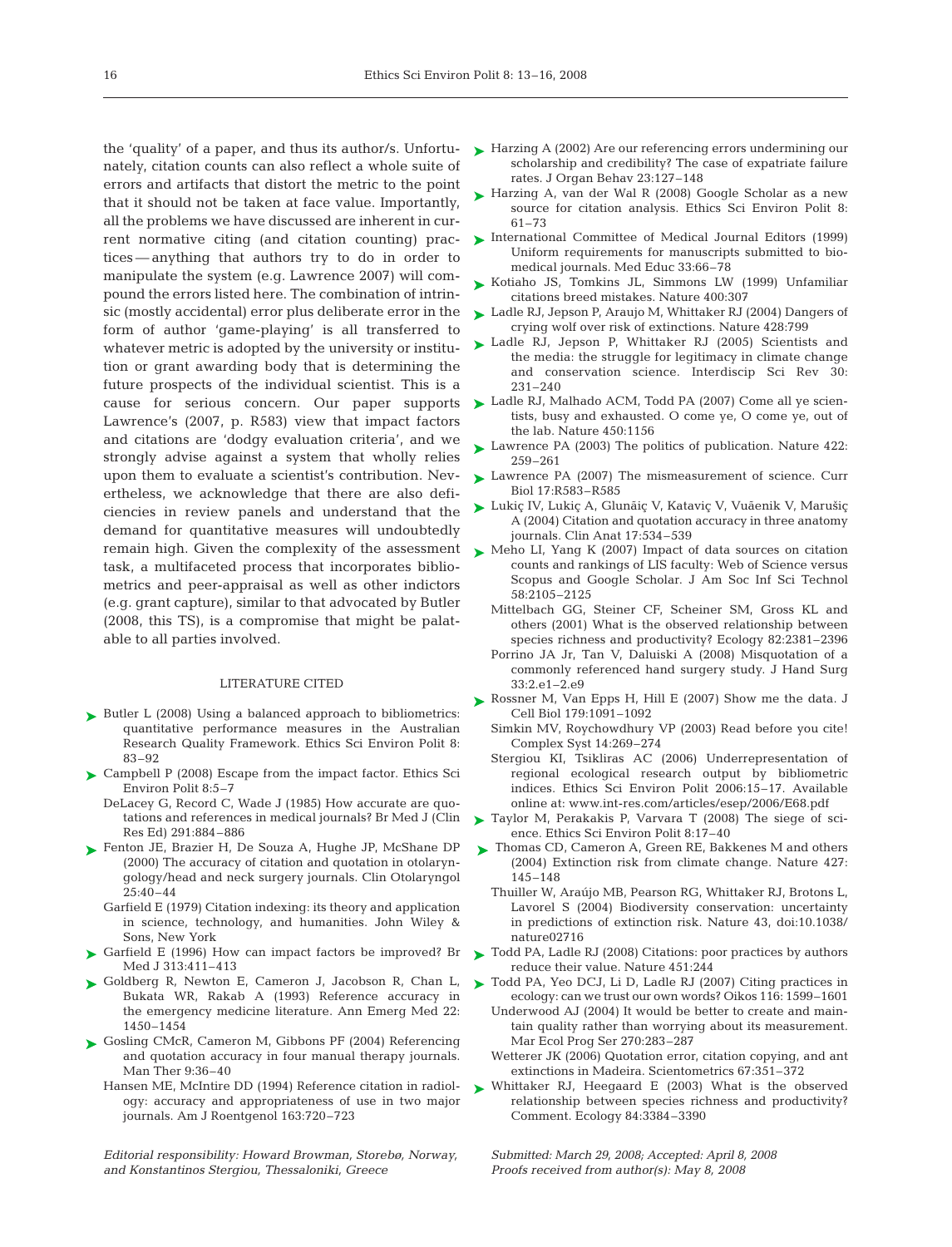the 'quality' of a paper, and thus its author/s. Unfortunately, citation counts can also reflect a whole suite of errors and artifacts that distort the metric to the point that it should not be taken at face value. Importantly, all the problems we have discussed are inherent in current normative citing (and citation counting) practices — anything that authors try to do in order to manipulate the system (e.g. Lawrence 2007) will compound the errors listed here. The combination of intrinsic (mostly accidental) error plus deliberate error in the form of author 'game-playing' is all transferred to whatever metric is adopted by the university or institution or grant awarding body that is determining the future prospects of the individual scientist. This is a cause for serious concern. Our paper supports Lawrence's (2007, p. R583) view that impact factors and citations are 'dodgy evaluation criteria', and we strongly advise against a system that wholly relies upon them to evaluate a scientist's contribution. Nevertheless, we acknowledge that there are also deficiencies in review panels and understand that the demand for quantitative measures will undoubtedly remain high. Given the complexity of the assessment task, a multifaceted process that incorporates bibliometrics and peer-appraisal as well as other indictors (e.g. grant capture), similar to that advocated by Butler (2008, this TS), is a compromise that might be palatable to all parties involved.

## LITERATURE CITED

- Butler L (2008) Using a balanced approach to bibliometrics: quantitative performance measures in the Australian Research Quality Framework. Ethics Sci Environ Polit 8: 83–92
- Campbell P (2008) Escape from the impact factor. Ethics Sci Environ Polit 8:5–7
- DeLacey G, Record C, Wade J (1985) How accurate are quotations and references in medical journals? Br Med J (Clin Res Ed) 291:884–886
- Fenton JE, Brazier H, De Souza A, Hughe JP, McShane DP (2000) The accuracy of citation and quotation in otolaryngology/head and neck surgery journals. Clin Otolaryngol 25:40–44
- Garfield E (1979) Citation indexing: its theory and application in science, technology, and humanities. John Wiley & Sons, New York
- Garfield E (1996) How can impact factors be improved? Br Med J 313:411–413
- Goldberg R, Newton E, Cameron J, Jacobson R, Chan L, Bukata WR, Rakab A (1993) Reference accuracy in the emergency medicine literature. Ann Emerg Med 22: 1450–1454
- Gosling CMcR, Cameron M, Gibbons PF (2004) Referencing and quotation accuracy in four manual therapy journals. Man Ther 9:36–40
- Hansen ME, McIntire DD (1994) Reference citation in radiology: accuracy and appropriateness of use in two major journals. Am J Roentgenol 163:720–723
- Harzing A (2002) Are our referencing errors undermining our scholarship and credibility? The case of expatriate failure rates. J Organ Behav 23:127–148
- Harzing A, van der Wal R (2008) Google Scholar as a new source for citation analysis. Ethics Sci Environ Polit 8: 61–73
- International Committee of Medical Journal Editors (1999) Uniform requirements for manuscripts submitted to biomedical journals. Med Educ 33:66–78
- Kotiaho JS, Tomkins JL, Simmons LW (1999) Unfamiliar citations breed mistakes. Nature 400:307
- Ladle RJ, Jepson P, Araujo M, Whittaker RJ (2004) Dangers of crying wolf over risk of extinctions. Nature 428:799
- Ladle RJ, Jepson P, Whittaker RJ (2005) Scientists and the media: the struggle for legitimacy in climate change and conservation science. Interdiscip Sci Rev 30: 231–240
- Ladle RJ, Malhado ACM, Todd PA (2007) Come all ye scientists, busy and exhausted. O come ye, O come ye, out of the lab. Nature 450:1156
- Lawrence PA (2003) The politics of publication. Nature 422: 259–261
- Lawrence PA (2007) The mismeasurement of science. Curr Biol 17:R583–R585
- Lukiç IV, Lukiç A, Glunăiç V, Kataviç V, Vuăenik V, Marušiç A (2004) Citation and quotation accuracy in three anatomy journals. Clin Anat 17:534–539
- Meho LI, Yang K (2007) Impact of data sources on citation counts and rankings of LIS faculty: Web of Science versus Scopus and Google Scholar. J Am Soc Inf Sci Technol 58:2105–2125
- Mittelbach GG, Steiner CF, Scheiner SM, Gross KL and others (2001) What is the observed relationship between species richness and productivity? Ecology 82:2381–2396
- Porrino JA Jr, Tan V, Daluiski A (2008) Misquotation of a commonly referenced hand surgery study. J Hand Surg 33:2.e1–2.e9
- Rossner M, Van Epps H, Hill E (2007) Show me the data. J Cell Biol 179:1091–1092
- Simkin MV, Roychowdhury VP (2003) Read before you cite! Complex Syst 14:269–274
- Stergiou KI, Tsikliras AC (2006) Underrepresentation of regional ecological research output by bibliometric indices. Ethics Sci Environ Polit 2006:15–17. Available online at: www.int-res.com/articles/esep/2006/E68.pdf
- Taylor M, Perakakis P, Varvara T (2008) The siege of science. Ethics Sci Environ Polit 8:17–40
- Thomas CD, Cameron A, Green RE, Bakkenes M and others (2004) Extinction risk from climate change. Nature 427: 145–148
- Thuiller W, Araújo MB, Pearson RG, Whittaker RJ, Brotons L, Lavorel S (2004) Biodiversity conservation: uncertainty in predictions of extinction risk. Nature 43, doi:10.1038/nature02716
- Todd PA, Ladle RJ (2008) Citations: poor practices by authors reduce their value. Nature 451:244
- Todd PA, Yeo DCJ, Li D, Ladle RJ (2007) Citing practices in ecology: can we trust our own words? Oikos 116: 1599–1601
- Underwood AJ (2004) It would be better to create and maintain quality rather than worrying about its measurement. Mar Ecol Prog Ser 270:283–287
- Wetterer JK (2006) Quotation error, citation copying, and ant extinctions in Madeira. Scientometrics 67:351–372
- Whittaker RJ, Heegaard E (2003) What is the observed relationship between species richness and productivity? Comment. Ecology 84:3384–3390

*Editorial responsibility: Howard Browman, Storebø, Norway, and Konstantinos Stergiou, Thessaloniki, Greece*

*Submitted: March 29, 2008; Accepted: April 8, 2008*
*Proofs received from author(s): May 8, 2008*